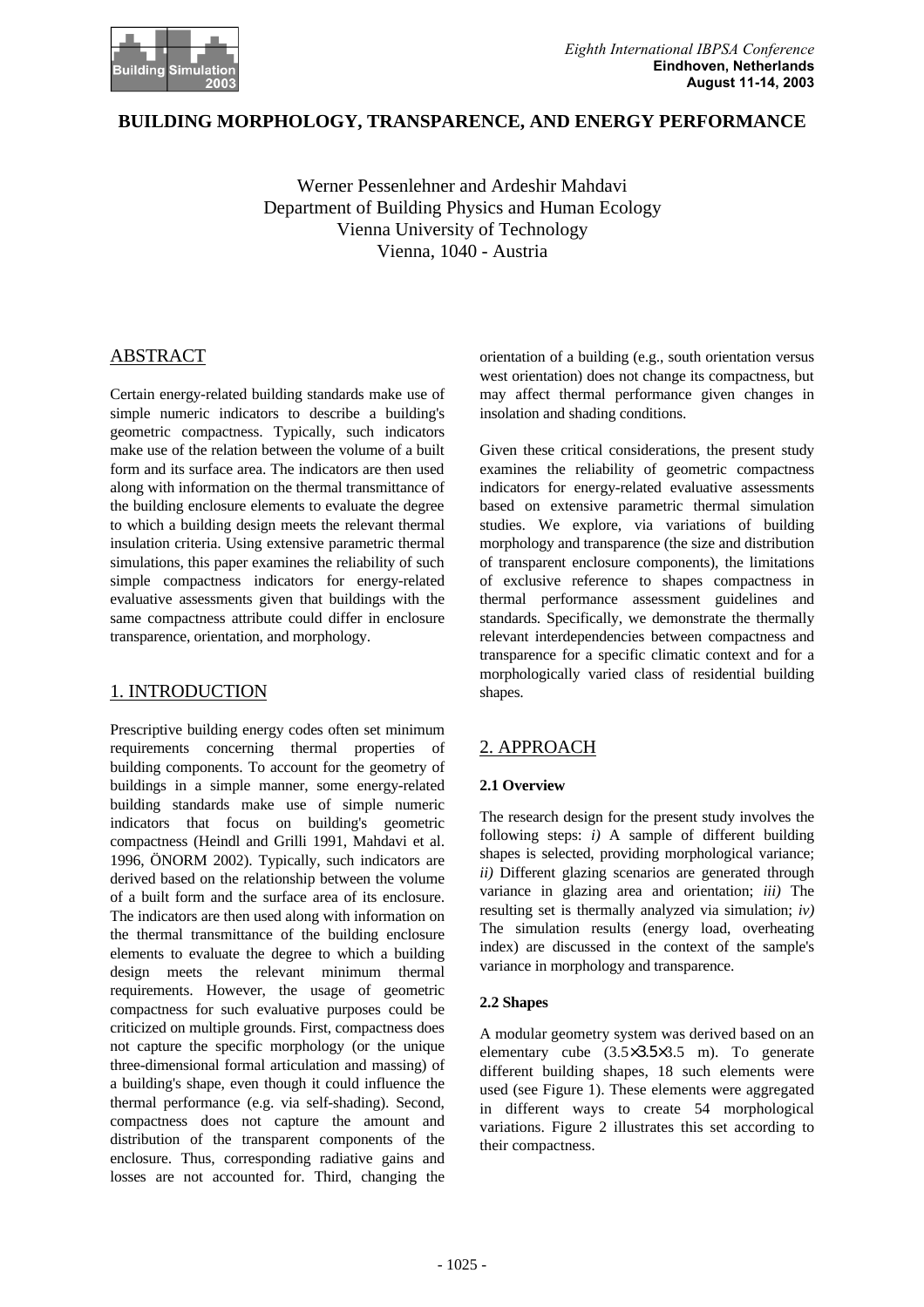# BUILDING MORPHOLOGY, TRANSPARENCE, AND ENERGY PERFORMANCE

Werner Pessenlehner and Ardeshir Mahdavi
Department of Building Physics and Human Ecology
Vienna University of Technology
Vienna, 1040 - Austria

## ABSTRACT

Certain energy-related building standards make use of simple numeric indicators to describe a building's geometric compactness. Typically, such indicators make use of the relation between the volume of a built form and its surface area. The indicators are then used along with information on the thermal transmittance of the building enclosure elements to evaluate the degree to which a building design meets the relevant thermal insulation criteria. Using extensive parametric thermal simulations, this paper examines the reliability of such simple compactness indicators for energy-related evaluative assessments given that buildings with the same compactness attribute could differ in enclosure transparence, orientation, and morphology.

## 1. INTRODUCTION

Prescriptive building energy codes often set minimum requirements concerning thermal properties of building components. To account for the geometry of buildings in a simple manner, some energy-related building standards make use of simple numeric indicators that focus on building's geometric compactness (Heindl and Grilli 1991, Mahdavi et al. 1996, ÖNORM 2002). Typically, such indicators are derived based on the relationship between the volume of a built form and the surface area of its enclosure. The indicators are then used along with information on the thermal transmittance of the building enclosure elements to evaluate the degree to which a building design meets the relevant minimum thermal requirements. However, the usage of geometric compactness for such evaluative purposes could be criticized on multiple grounds. First, compactness does not capture the specific morphology (or the unique three-dimensional formal articulation and massing) of a building's shape, even though it could influence the thermal performance (e.g. via self-shading). Second, compactness does not capture the amount and distribution of the transparent components of the enclosure. Thus, corresponding radiative gains and losses are not accounted for. Third, changing the orientation of a building (e.g., south orientation versus west orientation) does not change its compactness, but may affect thermal performance given changes in insolation and shading conditions.

Given these critical considerations, the present study examines the reliability of geometric compactness indicators for energy-related evaluative assessments based on extensive parametric thermal simulation studies. We explore, via variations of building morphology and transparence (the size and distribution of transparent enclosure components), the limitations of exclusive reference to shapes compactness in thermal performance assessment guidelines and standards. Specifically, we demonstrate the thermally relevant interdependencies between compactness and transparence for a specific climatic context and for a morphologically varied class of residential building shapes.

## 2. APPROACH

### 2.1 Overview

The research design for the present study involves the following steps: *i)* A sample of different building shapes is selected, providing morphological variance; *ii)* Different glazing scenarios are generated through variance in glazing area and orientation; *iii)* The resulting set is thermally analyzed via simulation; *iv)* The simulation results (energy load, overheating index) are discussed in the context of the sample's variance in morphology and transparence.

### 2.2 Shapes

A modular geometry system was derived based on an elementary cube ($3.5 \times 3.5 \times 3.5$ m). To generate different building shapes, 18 such elements were used (see Figure 1). These elements were aggregated in different ways to create 54 morphological variations. Figure 2 illustrates this set according to their compactness.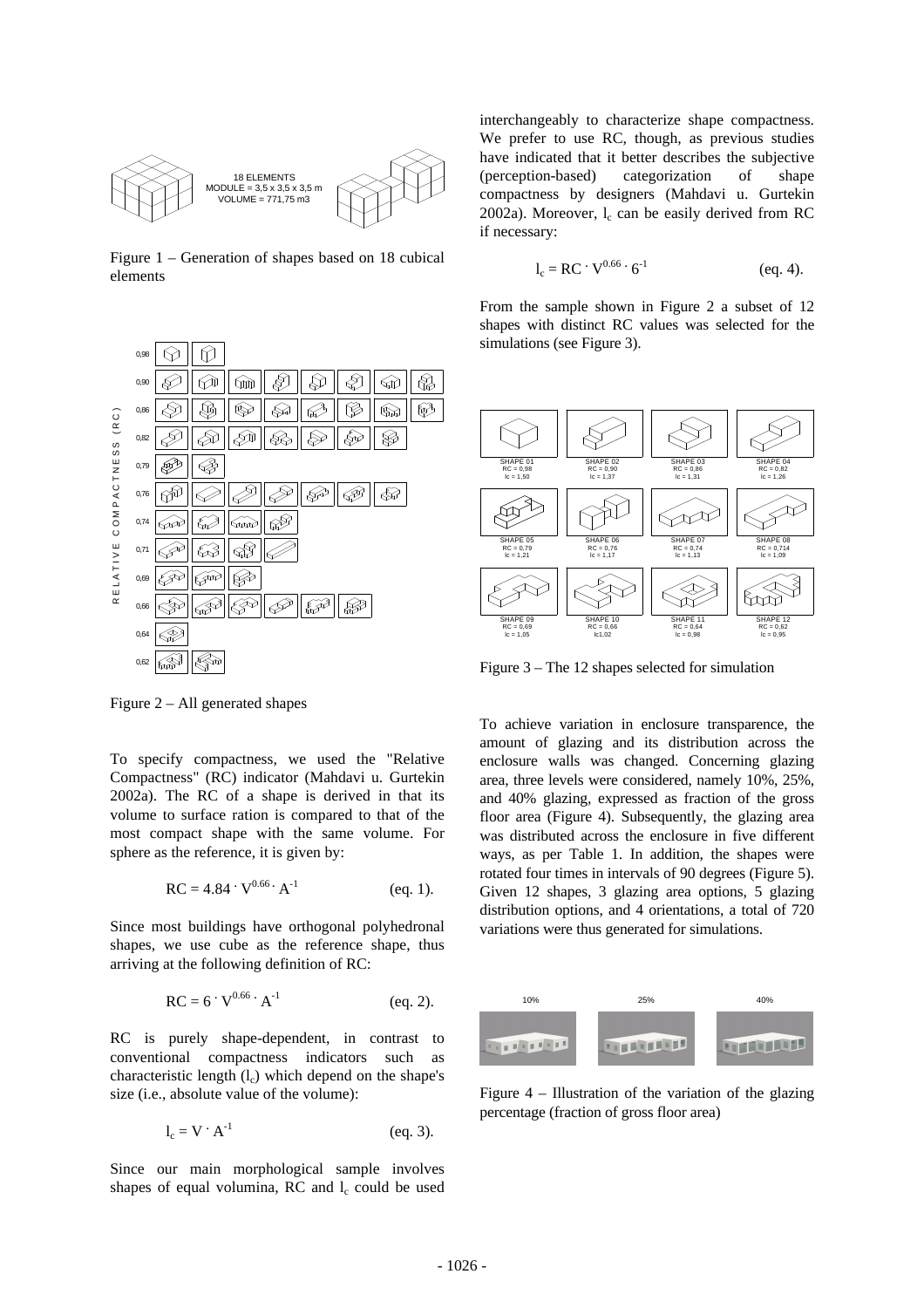Figure 1 – Generation of shapes based on 18 cubical elements

Figure 2 – All generated shapes

To specify compactness, we used the "Relative Compactness" (RC) indicator (Mahdavi u. Gurtekin 2002a). The RC of a shape is derived in that its volume to surface ration is compared to that of the most compact shape with the same volume. For sphere as the reference, it is given by:

$$RC = 4.84 \cdot V^{0.66} \cdot A^{-1} \quad \text{(eq. 1).}$$

Since most buildings have orthogonal polyhedronal shapes, we use cube as the reference shape, thus arriving at the following definition of RC:

$$RC = 6 \cdot V^{0.66} \cdot A^{-1} \quad \text{(eq. 2).}$$

RC is purely shape-dependent, in contrast to conventional compactness indicators such as characteristic length ($l_c$) which depend on the shape's size (i.e., absolute value of the volume):

$$l_c = V \cdot A^{-1} \quad \text{(eq. 3).}$$

Since our main morphological sample involves shapes of equal volumina, RC and $l_c$ could be used interchangeably to characterize shape compactness. We prefer to use RC, though, as previous studies have indicated that it better describes the subjective (perception-based) categorization of shape compactness by designers (Mahdavi u. Gurtekin 2002a). Moreover, $l_c$ can be easily derived from RC if necessary:

$$l_c = RC \cdot V^{0.66} \cdot 6^{-1} \quad \text{(eq. 4).}$$

From the sample shown in Figure 2 a subset of 12 shapes with distinct RC values was selected for the simulations (see Figure 3).

Figure 3 – The 12 shapes selected for simulation

To achieve variation in enclosure transparence, the amount of glazing and its distribution across the enclosure walls was changed. Concerning glazing area, three levels were considered, namely 10%, 25%, and 40% glazing, expressed as fraction of the gross floor area (Figure 4). Subsequently, the glazing area was distributed across the enclosure in five different ways, as per Table 1. In addition, the shapes were rotated four times in intervals of 90 degrees (Figure 5). Given 12 shapes, 3 glazing area options, 5 glazing distribution options, and 4 orientations, a total of 720 variations were thus generated for simulations.

Figure 4 – Illustration of the variation of the glazing percentage (fraction of gross floor area)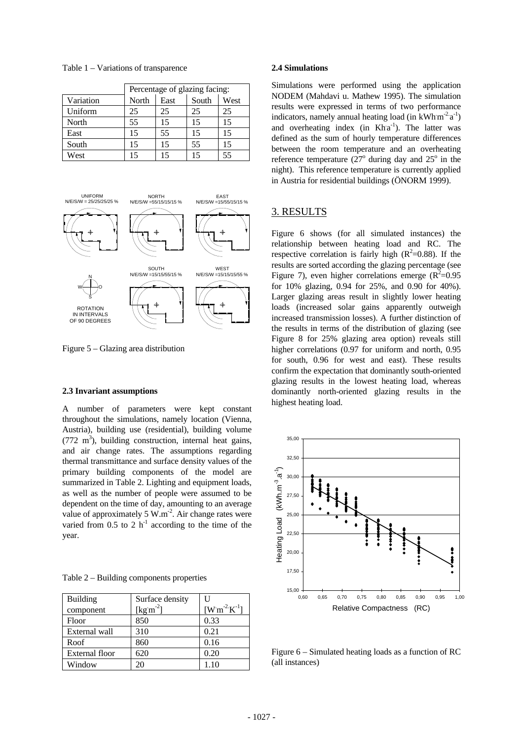Table 1 – Variations of transparence

| | Percentage of glazing facing: | | | |
|---|---|---|---|---|
| Variation | North | East | South | West |
| Uniform | 25 | 25 | 25 | 25 |
| North | 55 | 15 | 15 | 15 |
| East | 15 | 55 | 15 | 15 |
| South | 15 | 15 | 55 | 15 |
| West | 15 | 15 | 15 | 55 |

Figure 5 – Glazing area distribution

### 2.3 Invariant assumptions

A number of parameters were kept constant throughout the simulations, namely location (Vienna, Austria), building use (residential), building volume (772 $m^3$), building construction, internal heat gains, and air change rates. The assumptions regarding thermal transmittance and surface density values of the primary building components of the model are summarized in Table 2. Lighting and equipment loads, as well as the number of people were assumed to be dependent on the time of day, amounting to an average value of approximately 5 $W.m^{-2}$. Air change rates were varied from 0.5 to 2 $h^{-1}$ according to the time of the year.

Table 2 – Building components properties

| Building component | Surface density [$kg.m^{-2}$] | U [$W.m^{-2}.K^{-1}$] |
|---|---|---|
| Floor | 850 | 0.33 |
| External wall | 310 | 0.21 |
| Roof | 860 | 0.16 |
| External floor | 620 | 0.20 |
| Window | 20 | 1.10 |

### 2.4 Simulations

Simulations were performed using the application NODEM (Mahdavi u. Mathew 1995). The simulation results were expressed in terms of two performance indicators, namely annual heating load (in $kWh.m^{-2}.a^{-1}$) and overheating index (in $Kh.a^{-1}$). The latter was defined as the sum of hourly temperature differences between the room temperature and an overheating reference temperature (27° during day and 25° in the night). This reference temperature is currently applied in Austria for residential buildings (ÖNORM 1999).

## 3. RESULTS

Figure 6 shows (for all simulated instances) the relationship between heating load and RC. The respective correlation is fairly high ($R^2$=0.88). If the results are sorted according the glazing percentage (see Figure 7), even higher correlations emerge ($R^2$=0.95 for 10% glazing, 0.94 for 25%, and 0.90 for 40%). Larger glazing areas result in slightly lower heating loads (increased solar gains apparently outweigh increased transmission losses). A further distinction of the results in terms of the distribution of glazing (see Figure 8 for 25% glazing area option) reveals still higher correlations (0.97 for uniform and north, 0.95 for south, 0.96 for west and east). These results confirm the expectation that dominantly south-oriented glazing results in the lowest heating load, whereas dominantly north-oriented glazing results in the highest heating load.

Figure 6 – Simulated heating loads as a function of RC (all instances)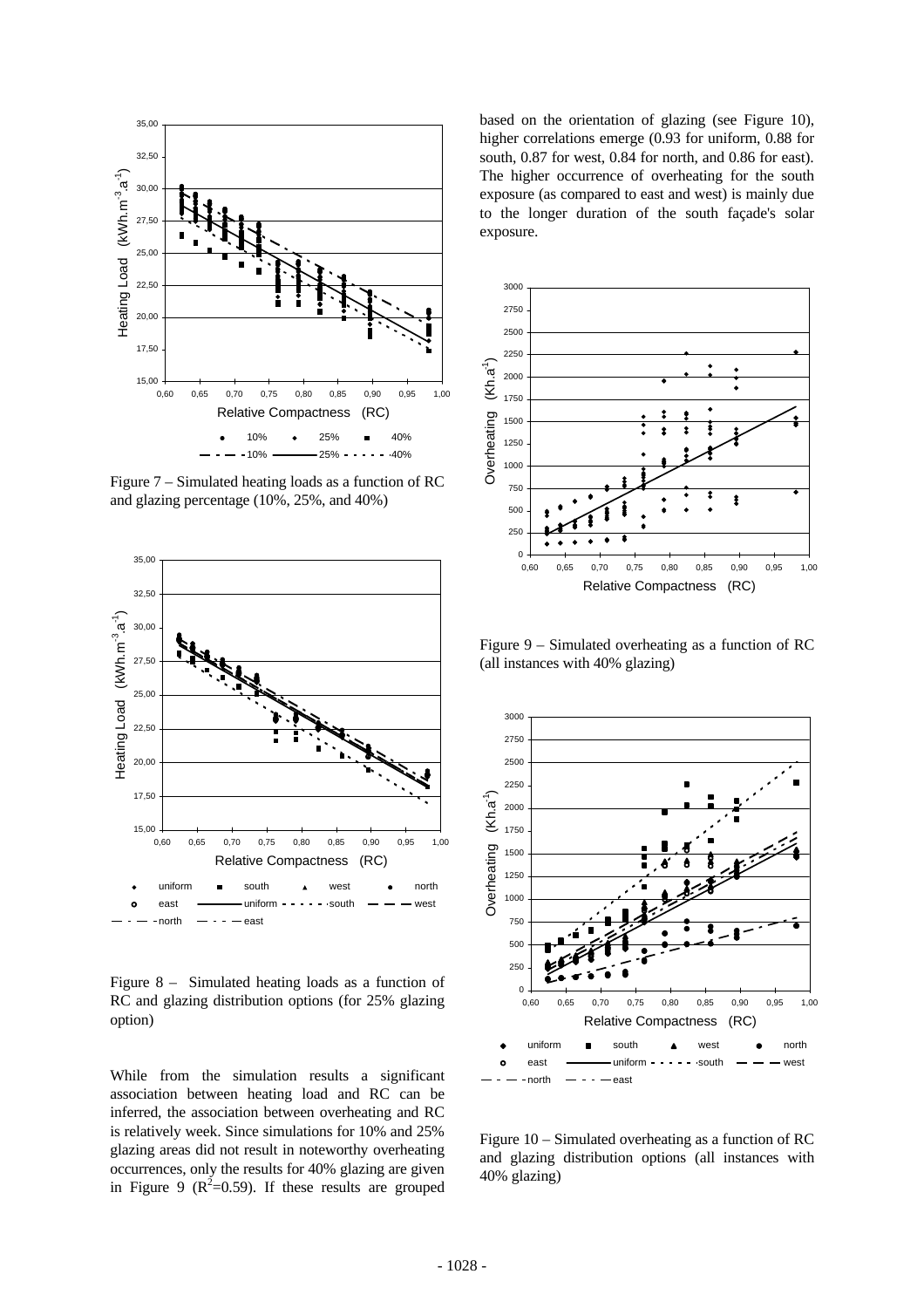Figure 7 – Simulated heating loads as a function of RC and glazing percentage (10%, 25%, and 40%)

Figure 8 – Simulated heating loads as a function of RC and glazing distribution options (for 25% glazing option)

While from the simulation results a significant association between heating load and RC can be inferred, the association between overheating and RC is relatively week. Since simulations for 10% and 25% glazing areas did not result in noteworthy overheating occurrences, only the results for 40% glazing are given in Figure 9 ($R^2$=0.59). If these results are grouped based on the orientation of glazing (see Figure 10), higher correlations emerge (0.93 for uniform, 0.88 for south, 0.87 for west, 0.84 for north, and 0.86 for east). The higher occurrence of overheating for the south exposure (as compared to east and west) is mainly due to the longer duration of the south façade's solar exposure.

Figure 9 – Simulated overheating as a function of RC (all instances with 40% glazing)

Figure 10 – Simulated overheating as a function of RC and glazing distribution options (all instances with 40% glazing)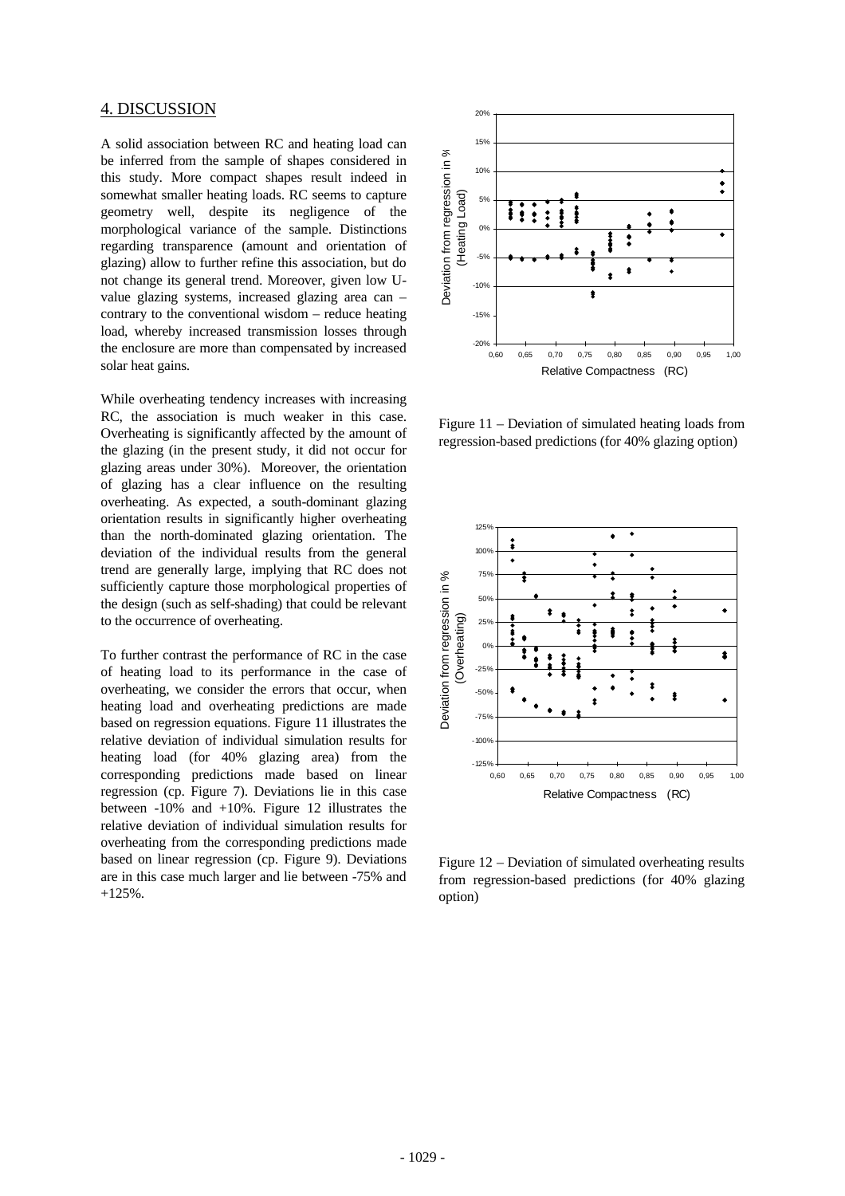## 4. DISCUSSION

A solid association between RC and heating load can be inferred from the sample of shapes considered in this study. More compact shapes result indeed in somewhat smaller heating loads. RC seems to capture geometry well, despite its negligence of the morphological variance of the sample. Distinctions regarding transparence (amount and orientation of glazing) allow to further refine this association, but do not change its general trend. Moreover, given low U-value glazing systems, increased glazing area can – contrary to the conventional wisdom – reduce heating load, whereby increased transmission losses through the enclosure are more than compensated by increased solar heat gains.

While overheating tendency increases with increasing RC, the association is much weaker in this case. Overheating is significantly affected by the amount of the glazing (in the present study, it did not occur for glazing areas under 30%). Moreover, the orientation of glazing has a clear influence on the resulting overheating. As expected, a south-dominant glazing orientation results in significantly higher overheating than the north-dominated glazing orientation. The deviation of the individual results from the general trend are generally large, implying that RC does not sufficiently capture those morphological properties of the design (such as self-shading) that could be relevant to the occurrence of overheating.

To further contrast the performance of RC in the case of heating load to its performance in the case of overheating, we consider the errors that occur, when heating load and overheating predictions are made based on regression equations. Figure 11 illustrates the relative deviation of individual simulation results for heating load (for 40% glazing area) from the corresponding predictions made based on linear regression (cp. Figure 7). Deviations lie in this case between -10% and +10%. Figure 12 illustrates the relative deviation of individual simulation results for overheating from the corresponding predictions made based on linear regression (cp. Figure 9). Deviations are in this case much larger and lie between -75% and +125%.

Figure 11 – Deviation of simulated heating loads from regression-based predictions (for 40% glazing option)

Figure 12 – Deviation of simulated overheating results from regression-based predictions (for 40% glazing option)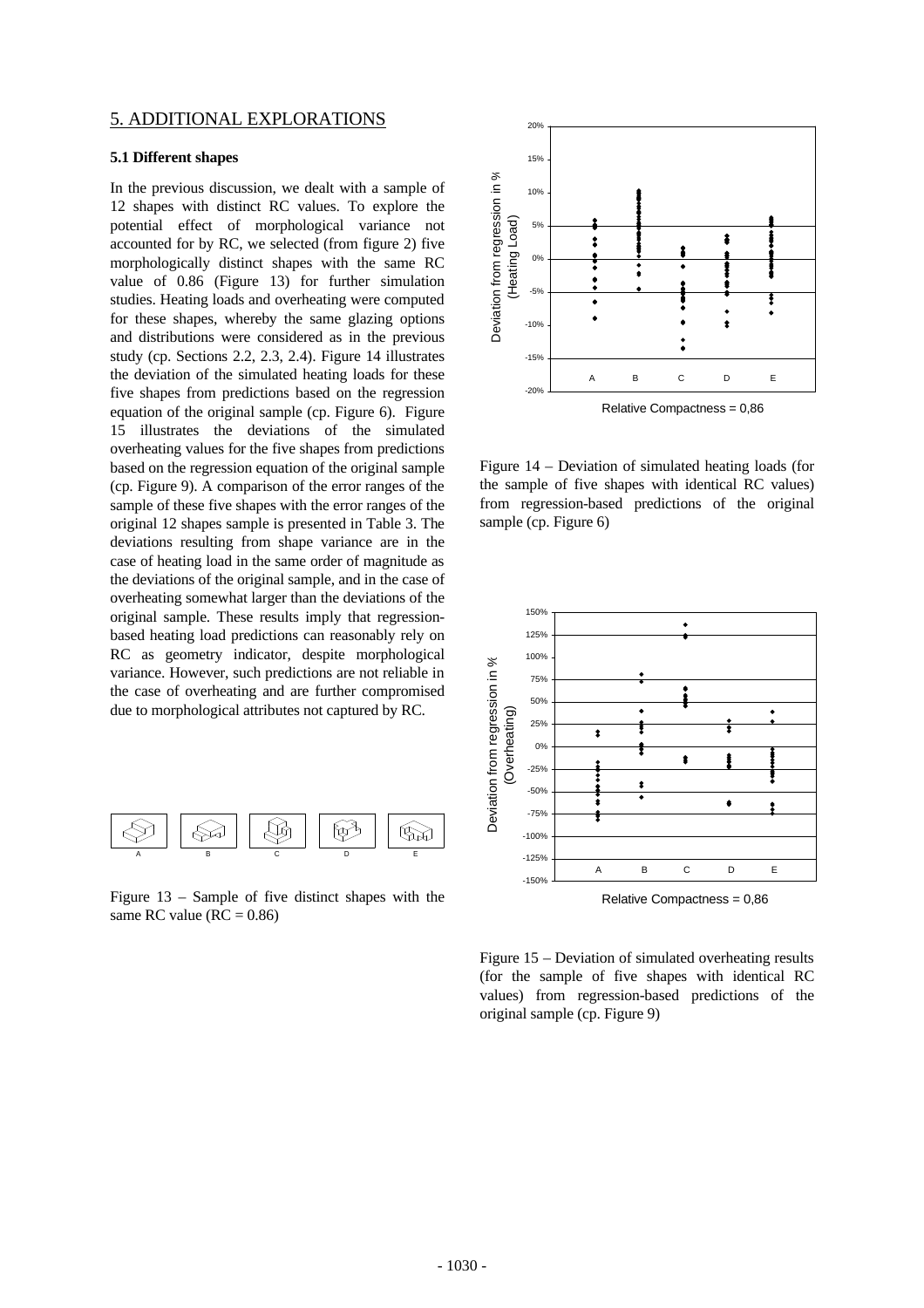## 5. ADDITIONAL EXPLORATIONS

### 5.1 Different shapes

In the previous discussion, we dealt with a sample of 12 shapes with distinct RC values. To explore the potential effect of morphological variance not accounted for by RC, we selected (from figure 2) five morphologically distinct shapes with the same RC value of 0.86 (Figure 13) for further simulation studies. Heating loads and overheating were computed for these shapes, whereby the same glazing options and distributions were considered as in the previous study (cp. Sections 2.2, 2.3, 2.4). Figure 14 illustrates the deviation of the simulated heating loads for these five shapes from predictions based on the regression equation of the original sample (cp. Figure 6). Figure 15 illustrates the deviations of the simulated overheating values for the five shapes from predictions based on the regression equation of the original sample (cp. Figure 9). A comparison of the error ranges of the sample of these five shapes with the error ranges of the original 12 shapes sample is presented in Table 3. The deviations resulting from shape variance are in the case of heating load in the same order of magnitude as the deviations of the original sample, and in the case of overheating somewhat larger than the deviations of the original sample. These results imply that regression-based heating load predictions can reasonably rely on RC as geometry indicator, despite morphological variance. However, such predictions are not reliable in the case of overheating and are further compromised due to morphological attributes not captured by RC.

Figure 13 – Sample of five distinct shapes with the same RC value (RC = 0.86)

Figure 14 – Deviation of simulated heating loads (for the sample of five shapes with identical RC values) from regression-based predictions of the original sample (cp. Figure 6)

Figure 15 – Deviation of simulated overheating results (for the sample of five shapes with identical RC values) from regression-based predictions of the original sample (cp. Figure 9)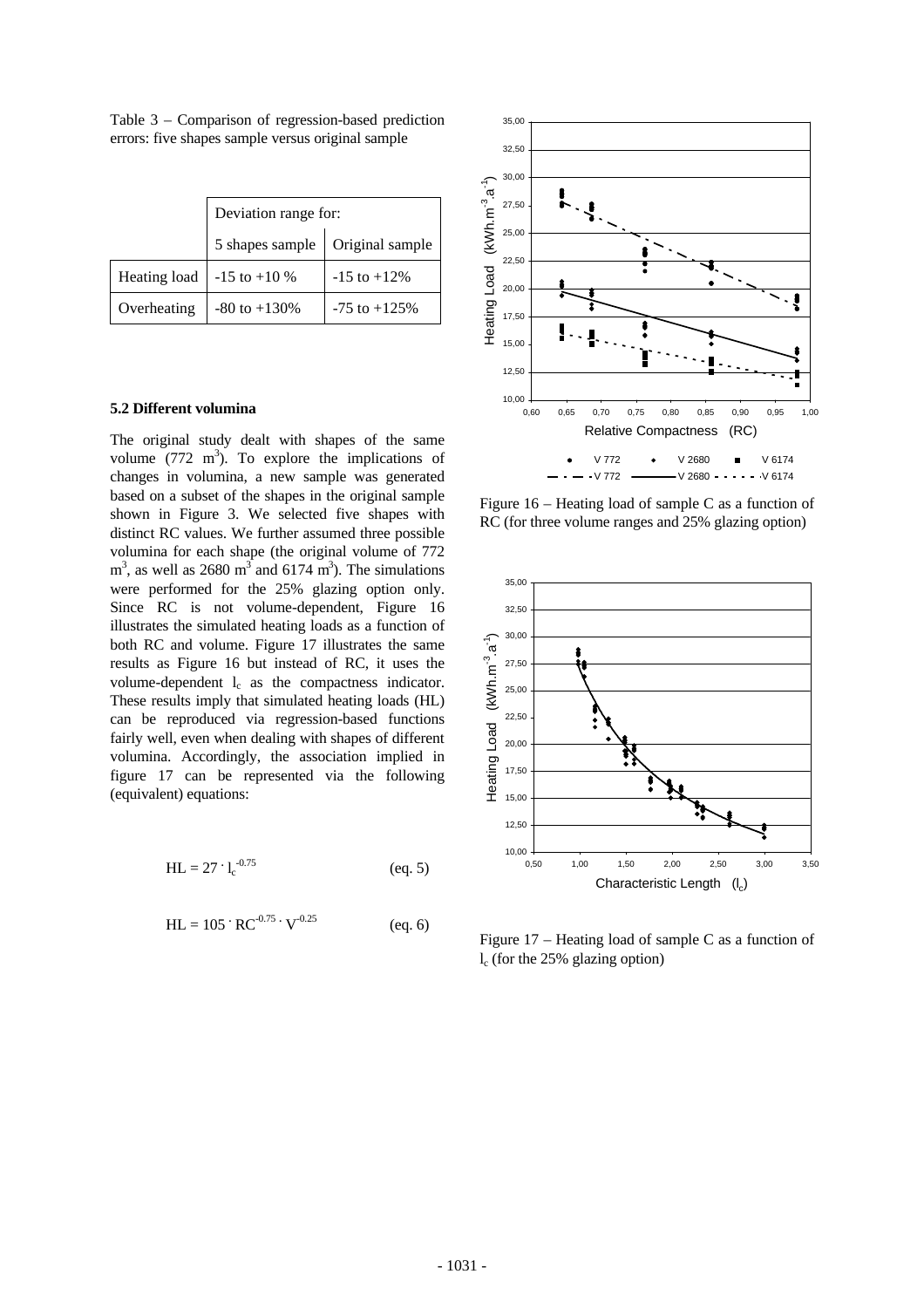Table 3 – Comparison of regression-based prediction errors: five shapes sample versus original sample

| | Deviation range for: | |
|---|---|---|
| | 5 shapes sample | Original sample |
| Heating load | -15 to +10 % | -15 to +12% |
| Overheating | -80 to +130% | -75 to +125% |

### 5.2 Different volumina

The original study dealt with shapes of the same volume (772 $m^3$). To explore the implications of changes in volumina, a new sample was generated based on a subset of the shapes in the original sample shown in Figure 3. We selected five shapes with distinct RC values. We further assumed three possible volumina for each shape (the original volume of 772 $m^3$, as well as 2680 $m^3$ and 6174 $m^3$). The simulations were performed for the 25% glazing option only. Since RC is not volume-dependent, Figure 16 illustrates the simulated heating loads as a function of both RC and volume. Figure 17 illustrates the same results as Figure 16 but instead of RC, it uses the volume-dependent $l_c$ as the compactness indicator. These results imply that simulated heating loads (HL) can be reproduced via regression-based functions fairly well, even when dealing with shapes of different volumina. Accordingly, the association implied in figure 17 can be represented via the following (equivalent) equations:

$$HL = 27 \cdot l_c^{-0.75} \quad \text{(eq. 5)}$$

$$HL = 105 \cdot RC^{-0.75} \cdot V^{-0.25} \quad \text{(eq. 6)}$$

Figure 16 – Heating load of sample C as a function of RC (for three volume ranges and 25% glazing option)

Figure 17 – Heating load of sample C as a function of $l_c$ (for the 25% glazing option)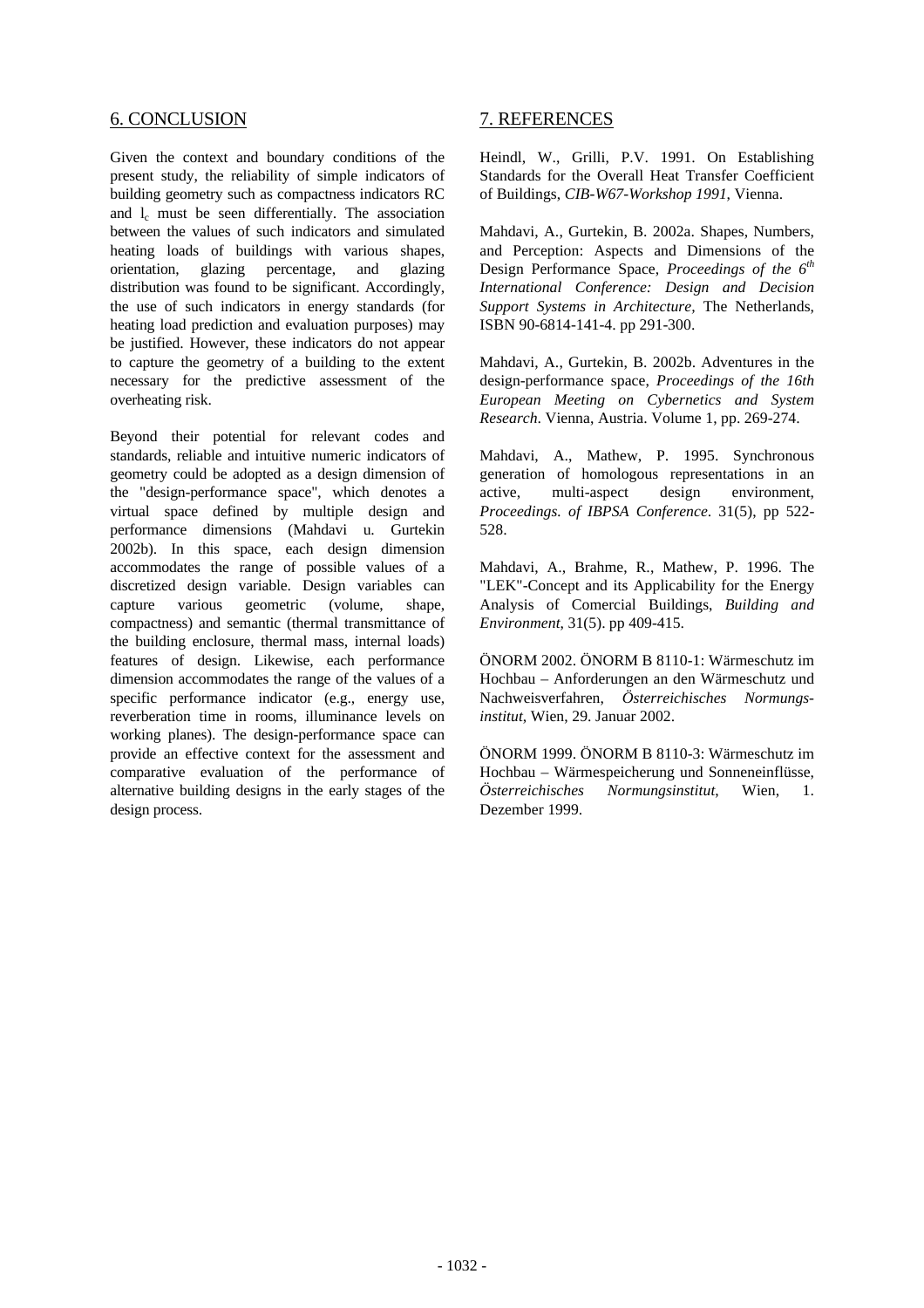## 6. CONCLUSION

Given the context and boundary conditions of the present study, the reliability of simple indicators of building geometry such as compactness indicators RC and $l_c$ must be seen differentially. The association between the values of such indicators and simulated heating loads of buildings with various shapes, orientation, glazing percentage, and glazing distribution was found to be significant. Accordingly, the use of such indicators in energy standards (for heating load prediction and evaluation purposes) may be justified. However, these indicators do not appear to capture the geometry of a building to the extent necessary for the predictive assessment of the overheating risk.

Beyond their potential for relevant codes and standards, reliable and intuitive numeric indicators of geometry could be adopted as a design dimension of the "design-performance space", which denotes a virtual space defined by multiple design and performance dimensions (Mahdavi u. Gurtekin 2002b). In this space, each design dimension accommodates the range of possible values of a discretized design variable. Design variables can capture various geometric (volume, shape, compactness) and semantic (thermal transmittance of the building enclosure, thermal mass, internal loads) features of design. Likewise, each performance dimension accommodates the range of the values of a specific performance indicator (e.g., energy use, reverberation time in rooms, illuminance levels on working planes). The design-performance space can provide an effective context for the assessment and comparative evaluation of the performance of alternative building designs in the early stages of the design process.

## 7. REFERENCES

Heindl, W., Grilli, P.V. 1991. On Establishing Standards for the Overall Heat Transfer Coefficient of Buildings, *CIB-W67-Workshop 1991*, Vienna.

Mahdavi, A., Gurtekin, B. 2002a. Shapes, Numbers, and Perception: Aspects and Dimensions of the Design Performance Space, *Proceedings of the 6th International Conference: Design and Decision Support Systems in Architecture*, The Netherlands, ISBN 90-6814-141-4. pp 291-300.

Mahdavi, A., Gurtekin, B. 2002b. Adventures in the design-performance space, *Proceedings of the 16th European Meeting on Cybernetics and System Research*. Vienna, Austria. Volume 1, pp. 269-274.

Mahdavi, A., Mathew, P. 1995. Synchronous generation of homologous representations in an active, multi-aspect design environment, *Proceedings. of IBPSA Conference*. 31(5), pp 522-528.

Mahdavi, A., Brahme, R., Mathew, P. 1996. The "LEK"-Concept and its Applicability for the Energy Analysis of Comercial Buildings, *Building and Environment*, 31(5). pp 409-415.

ÖNORM 2002. ÖNORM B 8110-1: Wärmeschutz im Hochbau – Anforderungen an den Wärmeschutz und Nachweisverfahren, *Österreichisches Normungsinstitut*, Wien, 29. Januar 2002.

ÖNORM 1999. ÖNORM B 8110-3: Wärmeschutz im Hochbau – Wärmespeicherung und Sonneneinflüsse, *Österreichisches Normungsinstitut*, Wien, 1. Dezember 1999.